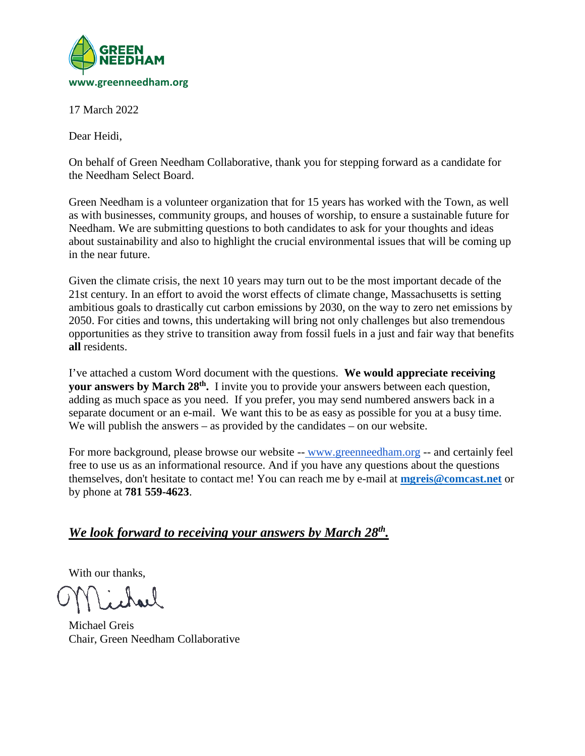**GREEN NEEDHAM**

**www.greenneedham.org**

17 March 2022

Dear Heidi,

On behalf of Green Needham Collaborative, thank you for stepping forward as a candidate for the Needham Select Board.

Green Needham is a volunteer organization that for 15 years has worked with the Town, as well as with businesses, community groups, and houses of worship, to ensure a sustainable future for Needham. We are submitting questions to both candidates to ask for your thoughts and ideas about sustainability and also to highlight the crucial environmental issues that will be coming up in the near future.

Given the climate crisis, the next 10 years may turn out to be the most important decade of the 21st century. In an effort to avoid the worst effects of climate change, Massachusetts is setting ambitious goals to drastically cut carbon emissions by 2030, on the way to zero net emissions by 2050. For cities and towns, this undertaking will bring not only challenges but also tremendous opportunities as they strive to transition away from fossil fuels in a just and fair way that benefits **all** residents.

I've attached a custom Word document with the questions. **We would appreciate receiving your answers by March 28th.** I invite you to provide your answers between each question, adding as much space as you need. If you prefer, you may send numbered answers back in a separate document or an e-mail. We want this to be as easy as possible for you at a busy time. We will publish the answers – as provided by the candidates – on our website.

For more background, please browse our website -- www.greenneedham.org -- and certainly feel free to use us as an informational resource. And if you have any questions about the questions themselves, don't hesitate to contact me! You can reach me by e-mail at **mgreis@comcast.net** or by phone at **781 559-4623**.

***We look forward to receiving your answers by March 28th.***

With our thanks,

Michael Greis
Chair, Green Needham Collaborative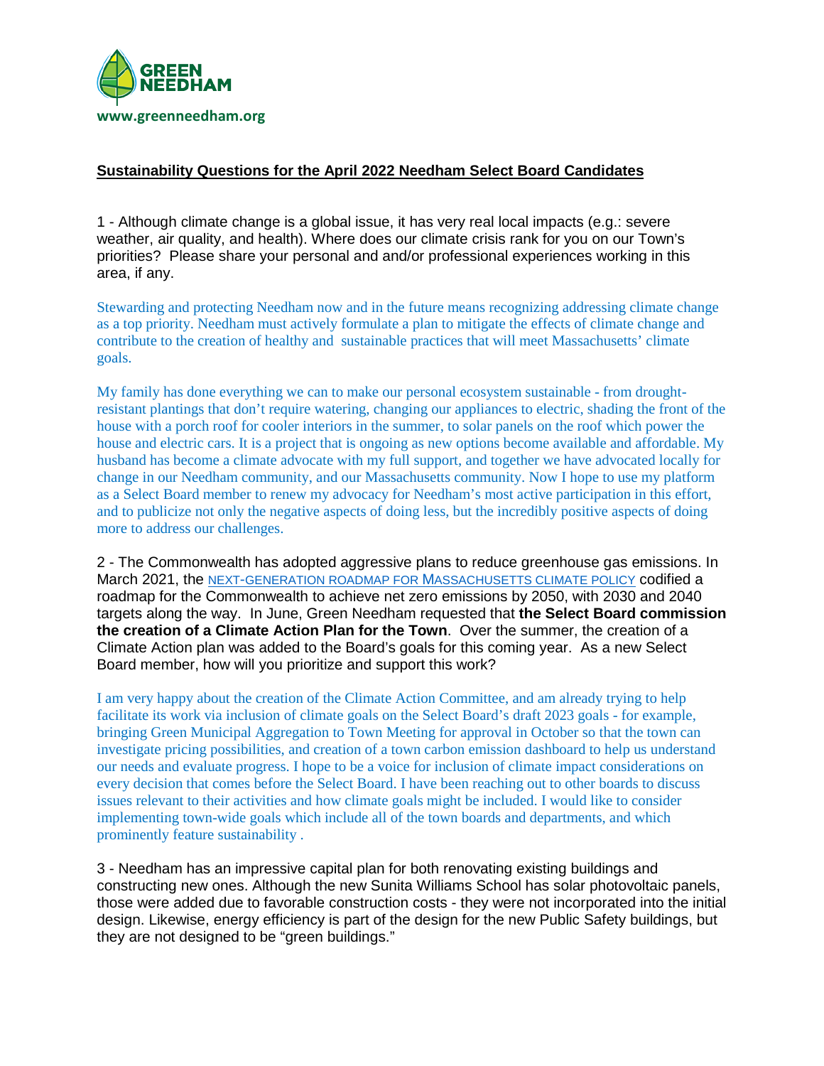GREEN NEEDHAM

www.greenneedham.org

**Sustainability Questions for the April 2022 Needham Select Board Candidates**

1 - Although climate change is a global issue, it has very real local impacts (e.g.: severe weather, air quality, and health). Where does our climate crisis rank for you on our Town's priorities? Please share your personal and and/or professional experiences working in this area, if any.

Stewarding and protecting Needham now and in the future means recognizing addressing climate change as a top priority. Needham must actively formulate a plan to mitigate the effects of climate change and contribute to the creation of healthy and sustainable practices that will meet Massachusetts' climate goals.

My family has done everything we can to make our personal ecosystem sustainable - from drought-resistant plantings that don't require watering, changing our appliances to electric, shading the front of the house with a porch roof for cooler interiors in the summer, to solar panels on the roof which power the house and electric cars. It is a project that is ongoing as new options become available and affordable. My husband has become a climate advocate with my full support, and together we have advocated locally for change in our Needham community, and our Massachusetts community. Now I hope to use my platform as a Select Board member to renew my advocacy for Needham's most active participation in this effort, and to publicize not only the negative aspects of doing less, but the incredibly positive aspects of doing more to address our challenges.

2 - The Commonwealth has adopted aggressive plans to reduce greenhouse gas emissions. In March 2021, the NEXT-GENERATION ROADMAP FOR MASSACHUSETTS CLIMATE POLICY codified a roadmap for the Commonwealth to achieve net zero emissions by 2050, with 2030 and 2040 targets along the way. In June, Green Needham requested that **the Select Board commission the creation of a Climate Action Plan for the Town**. Over the summer, the creation of a Climate Action plan was added to the Board's goals for this coming year. As a new Select Board member, how will you prioritize and support this work?

I am very happy about the creation of the Climate Action Committee, and am already trying to help facilitate its work via inclusion of climate goals on the Select Board's draft 2023 goals - for example, bringing Green Municipal Aggregation to Town Meeting for approval in October so that the town can investigate pricing possibilities, and creation of a town carbon emission dashboard to help us understand our needs and evaluate progress. I hope to be a voice for inclusion of climate impact considerations on every decision that comes before the Select Board. I have been reaching out to other boards to discuss issues relevant to their activities and how climate goals might be included. I would like to consider implementing town-wide goals which include all of the town boards and departments, and which prominently feature sustainability .

3 - Needham has an impressive capital plan for both renovating existing buildings and constructing new ones. Although the new Sunita Williams School has solar photovoltaic panels, those were added due to favorable construction costs - they were not incorporated into the initial design. Likewise, energy efficiency is part of the design for the new Public Safety buildings, but they are not designed to be "green buildings."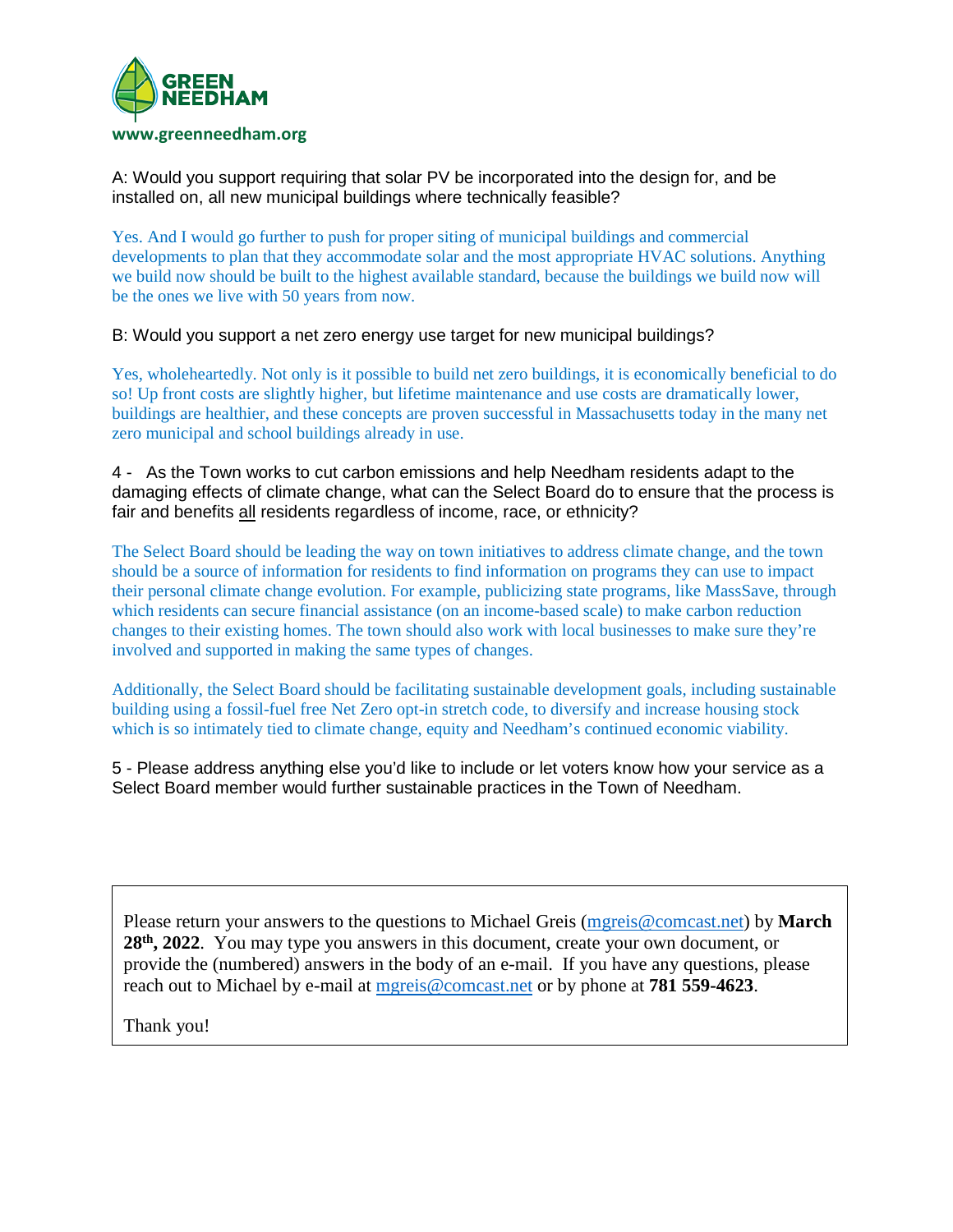GREEN NEEDHAM

www.greenneedham.org

A: Would you support requiring that solar PV be incorporated into the design for, and be installed on, all new municipal buildings where technically feasible?

Yes. And I would go further to push for proper siting of municipal buildings and commercial developments to plan that they accommodate solar and the most appropriate HVAC solutions. Anything we build now should be built to the highest available standard, because the buildings we build now will be the ones we live with 50 years from now.

B: Would you support a net zero energy use target for new municipal buildings?

Yes, wholeheartedly. Not only is it possible to build net zero buildings, it is economically beneficial to do so! Up front costs are slightly higher, but lifetime maintenance and use costs are dramatically lower, buildings are healthier, and these concepts are proven successful in Massachusetts today in the many net zero municipal and school buildings already in use.

4 - As the Town works to cut carbon emissions and help Needham residents adapt to the damaging effects of climate change, what can the Select Board do to ensure that the process is fair and benefits all residents regardless of income, race, or ethnicity?

The Select Board should be leading the way on town initiatives to address climate change, and the town should be a source of information for residents to find information on programs they can use to impact their personal climate change evolution. For example, publicizing state programs, like MassSave, through which residents can secure financial assistance (on an income-based scale) to make carbon reduction changes to their existing homes. The town should also work with local businesses to make sure they're involved and supported in making the same types of changes.

Additionally, the Select Board should be facilitating sustainable development goals, including sustainable building using a fossil-fuel free Net Zero opt-in stretch code, to diversify and increase housing stock which is so intimately tied to climate change, equity and Needham's continued economic viability.

5 - Please address anything else you'd like to include or let voters know how your service as a Select Board member would further sustainable practices in the Town of Needham.

Please return your answers to the questions to Michael Greis (mgreis@comcast.net) by **March 28th, 2022**. You may type you answers in this document, create your own document, or provide the (numbered) answers in the body of an e-mail. If you have any questions, please reach out to Michael by e-mail at mgreis@comcast.net or by phone at **781 559-4623**.

Thank you!